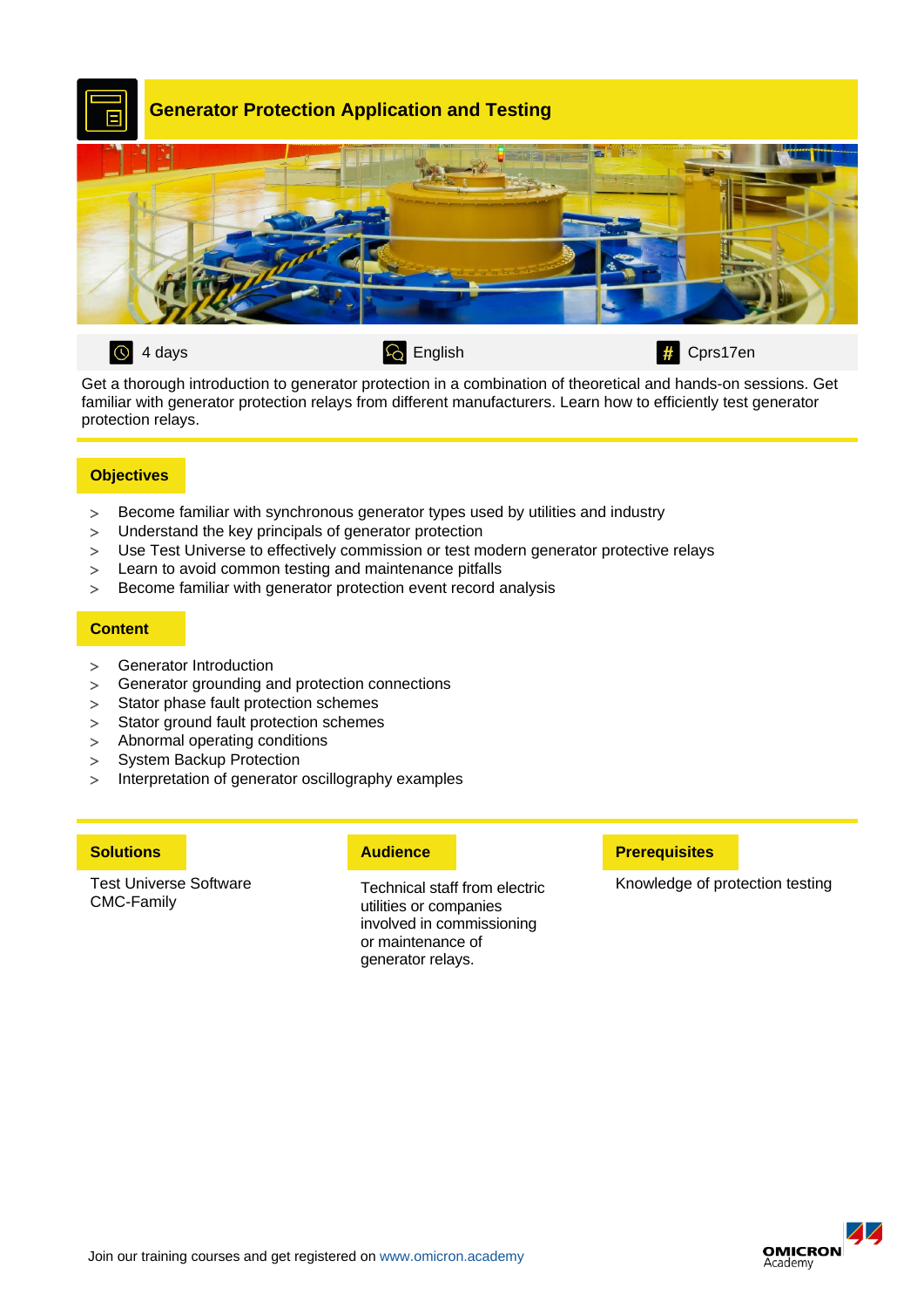# Generator Protection Application and Testing

4 days | English | Cprs17en

Get a thorough introduction to generator protection in a combination of theoretical and hands-on sessions. Get familiar with generator protection relays from different manufacturers. Learn how to efficiently test generator protection relays.

## Objectives

- Become familiar with synchronous generator types used by utilities and industry
- Understand the key principals of generator protection
- Use Test Universe to effectively commission or test modern generator protective relays
- Learn to avoid common testing and maintenance pitfalls
- Become familiar with generator protection event record analysis

## Content

- Generator Introduction
- Generator grounding and protection connections
- Stator phase fault protection schemes
- Stator ground fault protection schemes
- Abnormal operating conditions
- System Backup Protection
- Interpretation of generator oscillography examples

## Solutions

Test Universe Software
CMC-Family

## Audience

Technical staff from electric utilities or companies involved in commissioning or maintenance of generator relays.

## Prerequisites

Knowledge of protection testing

Join our training courses and get registered on www.omicron.academy

OMICRON Academy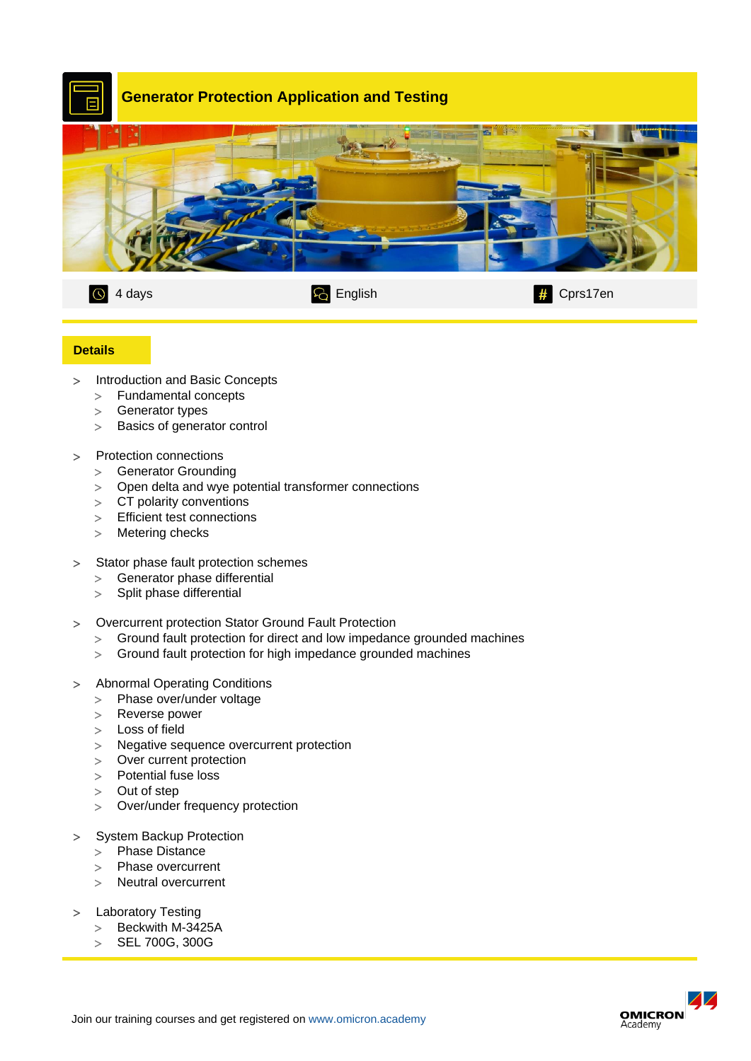# Generator Protection Application and Testing

4 days | English | Cprs17en

## Details

- Introduction and Basic Concepts
  - Fundamental concepts
  - Generator types
  - Basics of generator control
- Protection connections
  - Generator Grounding
  - Open delta and wye potential transformer connections
  - CT polarity conventions
  - Efficient test connections
  - Metering checks
- Stator phase fault protection schemes
  - Generator phase differential
  - Split phase differential
- Overcurrent protection Stator Ground Fault Protection
  - Ground fault protection for direct and low impedance grounded machines
  - Ground fault protection for high impedance grounded machines
- Abnormal Operating Conditions
  - Phase over/under voltage
  - Reverse power
  - Loss of field
  - Negative sequence overcurrent protection
  - Over current protection
  - Potential fuse loss
  - Out of step
  - Over/under frequency protection
- System Backup Protection
  - Phase Distance
  - Phase overcurrent
  - Neutral overcurrent
- Laboratory Testing
  - Beckwith M-3425A
  - SEL 700G, 300G

Join our training courses and get registered on www.omicron.academy

OMICRON Academy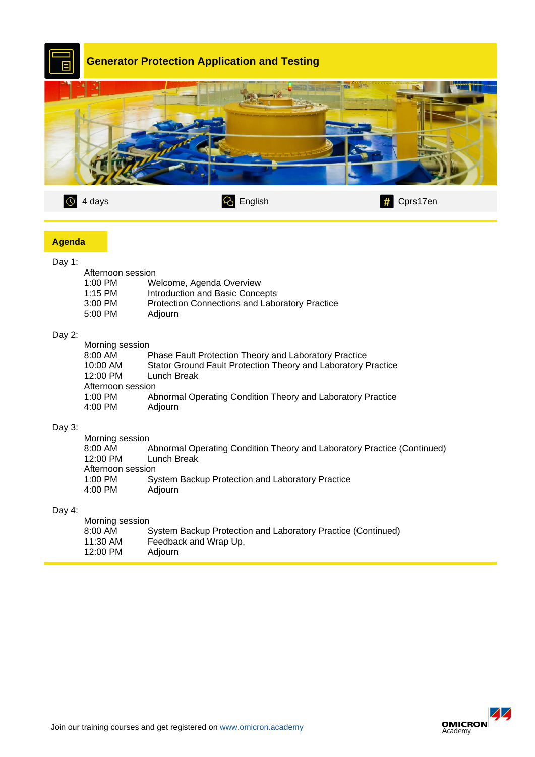# Generator Protection Application and Testing

4 days | English | # Cprs17en

## Agenda

Day 1:

Afternoon session

| | |
|---|---|
| 1:00 PM | Welcome, Agenda Overview |
| 1:15 PM | Introduction and Basic Concepts |
| 3:00 PM | Protection Connections and Laboratory Practice |
| 5:00 PM | Adjourn |

Day 2:

Morning session

| | |
|---|---|
| 8:00 AM | Phase Fault Protection Theory and Laboratory Practice |
| 10:00 AM | Stator Ground Fault Protection Theory and Laboratory Practice |
| 12:00 PM | Lunch Break |

Afternoon session

| | |
|---|---|
| 1:00 PM | Abnormal Operating Condition Theory and Laboratory Practice |
| 4:00 PM | Adjourn |

Day 3:

Morning session

| | |
|---|---|
| 8:00 AM | Abnormal Operating Condition Theory and Laboratory Practice (Continued) |
| 12:00 PM | Lunch Break |

Afternoon session

| | |
|---|---|
| 1:00 PM | System Backup Protection and Laboratory Practice |
| 4:00 PM | Adjourn |

Day 4:

Morning session

| | |
|---|---|
| 8:00 AM | System Backup Protection and Laboratory Practice (Continued) |
| 11:30 AM | Feedback and Wrap Up, |
| 12:00 PM | Adjourn |

Join our training courses and get registered on www.omicron.academy

OMICRON Academy